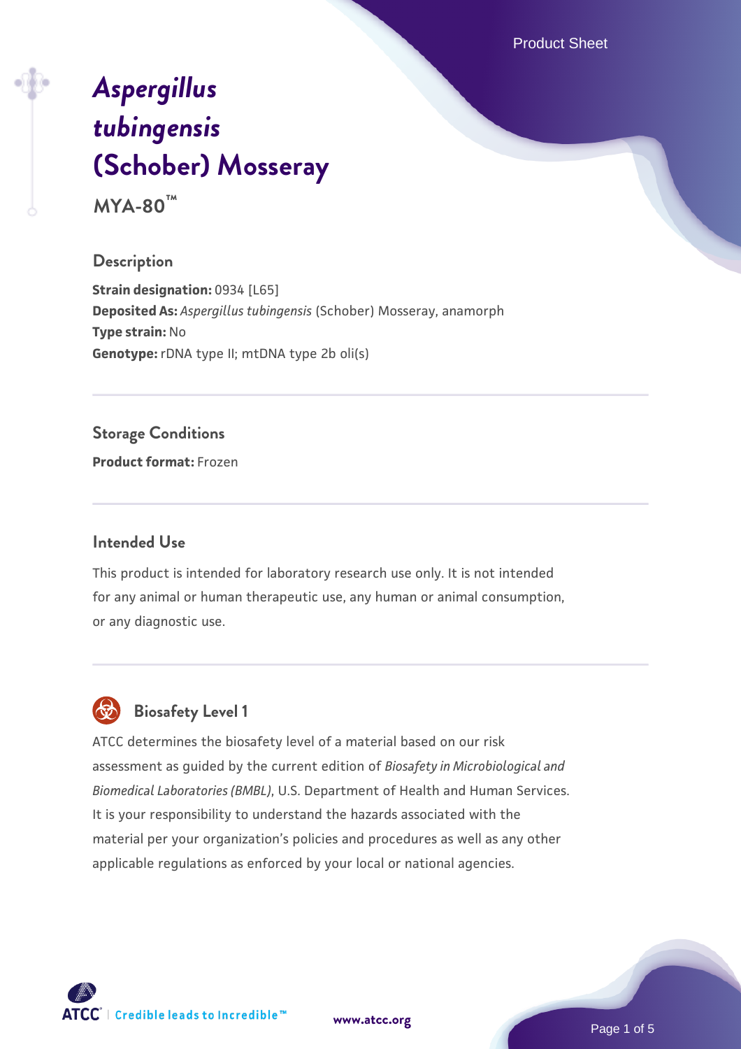# *Aspergillus tubingensis* (Schober) Mosseray

**MYA-80™**

## Description

**Strain designation:** 0934 [L65]
**Deposited As:** *Aspergillus tubingensis* (Schober) Mosseray, anamorph
**Type strain:** No
**Genotype:** rDNA type II; mtDNA type 2b oli(s)

## Storage Conditions

**Product format:** Frozen

## Intended Use

This product is intended for laboratory research use only. It is not intended for any animal or human therapeutic use, any human or animal consumption, or any diagnostic use.

## Biosafety Level 1

ATCC determines the biosafety level of a material based on our risk assessment as guided by the current edition of *Biosafety in Microbiological and Biomedical Laboratories (BMBL)*, U.S. Department of Health and Human Services. It is your responsibility to understand the hazards associated with the material per your organization's policies and procedures as well as any other applicable regulations as enforced by your local or national agencies.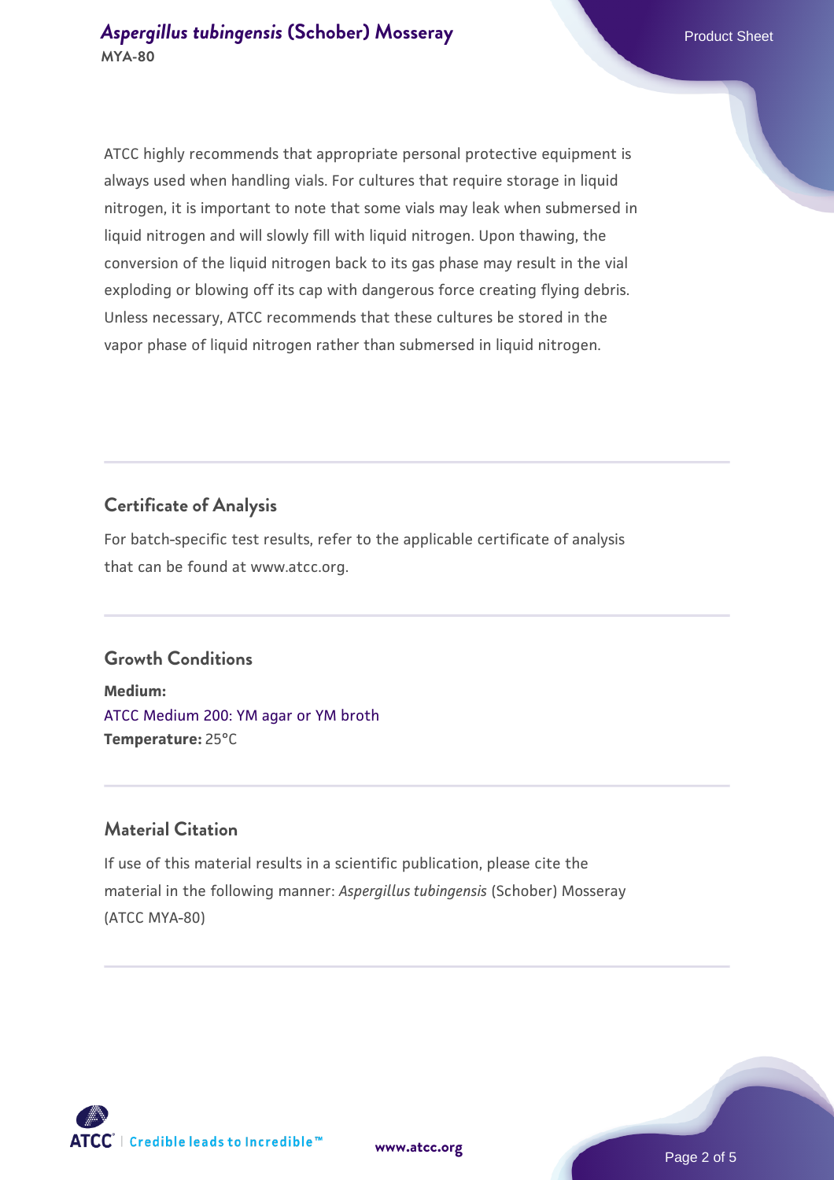ATCC highly recommends that appropriate personal protective equipment is always used when handling vials. For cultures that require storage in liquid nitrogen, it is important to note that some vials may leak when submersed in liquid nitrogen and will slowly fill with liquid nitrogen. Upon thawing, the conversion of the liquid nitrogen back to its gas phase may result in the vial exploding or blowing off its cap with dangerous force creating flying debris. Unless necessary, ATCC recommends that these cultures be stored in the vapor phase of liquid nitrogen rather than submersed in liquid nitrogen.

## Certificate of Analysis

For batch-specific test results, refer to the applicable certificate of analysis that can be found at www.atcc.org.

## Growth Conditions

**Medium:**
ATCC Medium 200: YM agar or YM broth
**Temperature:** 25°C

## Material Citation

If use of this material results in a scientific publication, please cite the material in the following manner: *Aspergillus tubingensis* (Schober) Mosseray (ATCC MYA-80)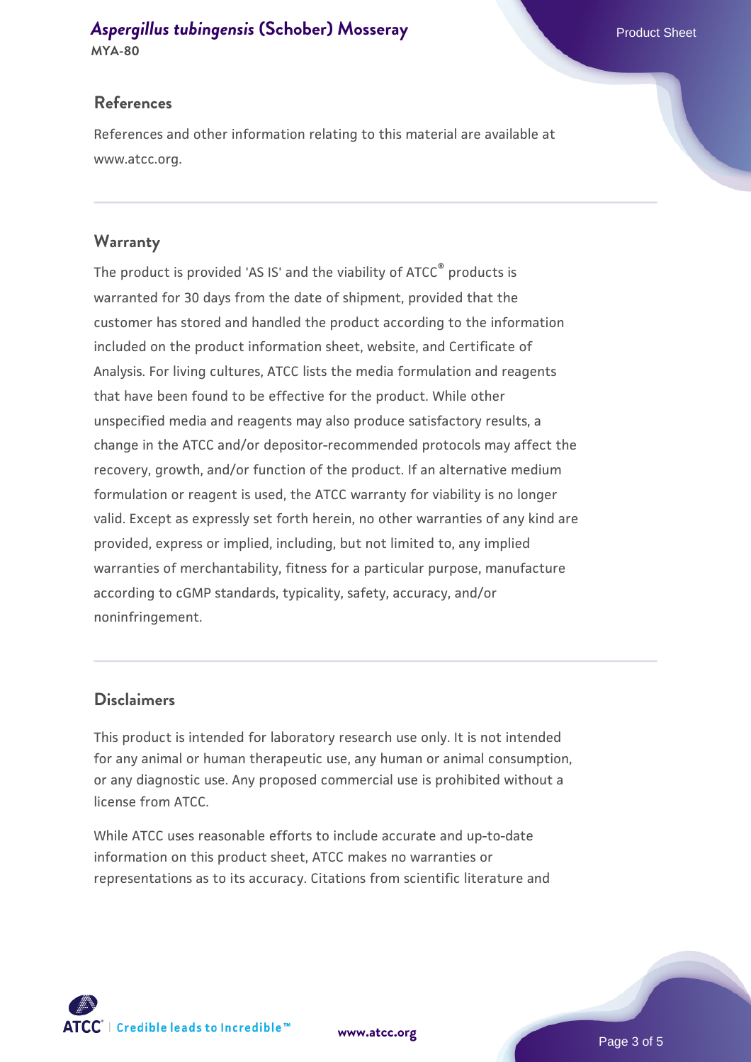## References

References and other information relating to this material are available at www.atcc.org.

## Warranty

The product is provided 'AS IS' and the viability of ATCC® products is warranted for 30 days from the date of shipment, provided that the customer has stored and handled the product according to the information included on the product information sheet, website, and Certificate of Analysis. For living cultures, ATCC lists the media formulation and reagents that have been found to be effective for the product. While other unspecified media and reagents may also produce satisfactory results, a change in the ATCC and/or depositor-recommended protocols may affect the recovery, growth, and/or function of the product. If an alternative medium formulation or reagent is used, the ATCC warranty for viability is no longer valid. Except as expressly set forth herein, no other warranties of any kind are provided, express or implied, including, but not limited to, any implied warranties of merchantability, fitness for a particular purpose, manufacture according to cGMP standards, typicality, safety, accuracy, and/or noninfringement.

## Disclaimers

This product is intended for laboratory research use only. It is not intended for any animal or human therapeutic use, any human or animal consumption, or any diagnostic use. Any proposed commercial use is prohibited without a license from ATCC.

While ATCC uses reasonable efforts to include accurate and up-to-date information on this product sheet, ATCC makes no warranties or representations as to its accuracy. Citations from scientific literature and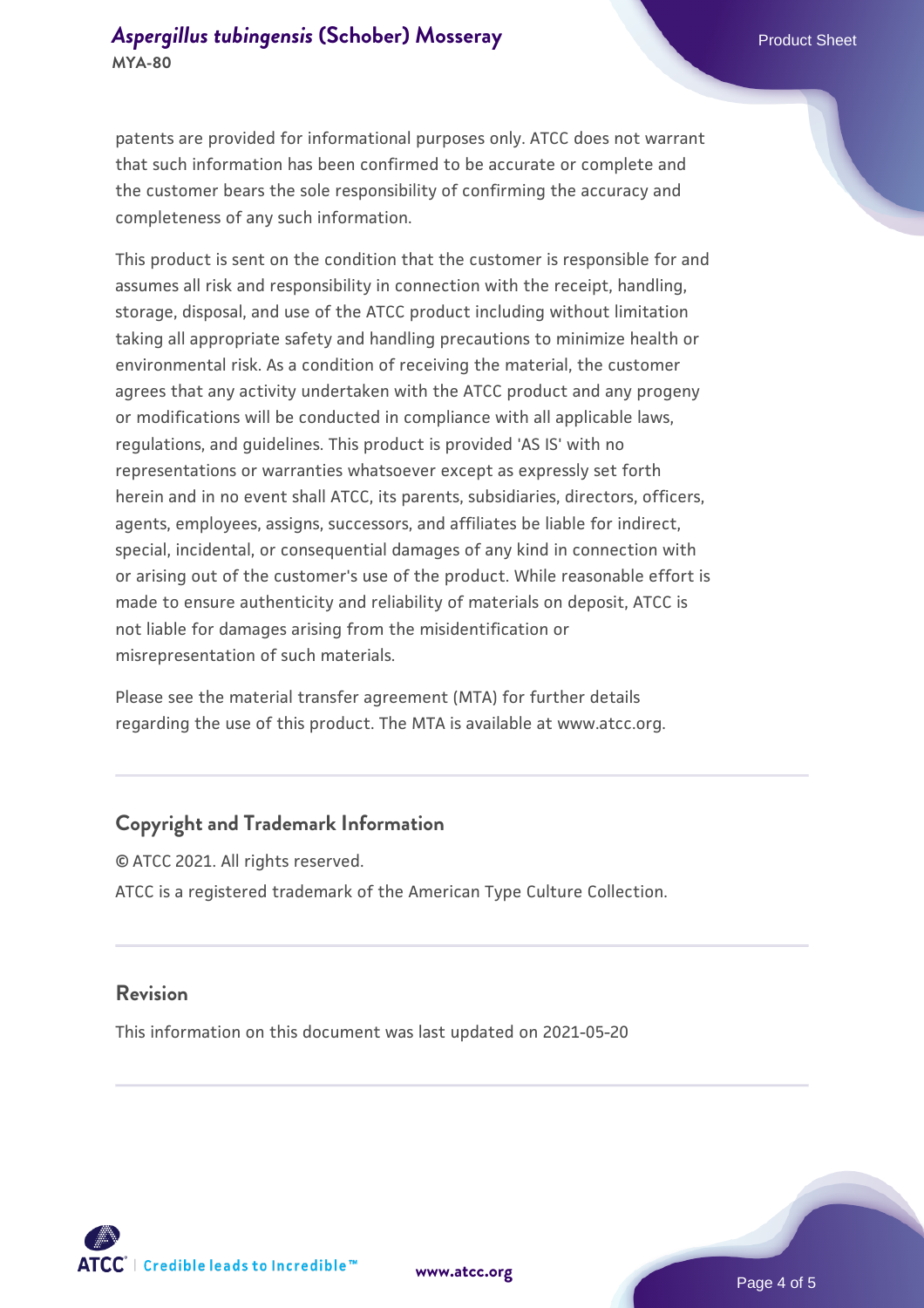patents are provided for informational purposes only. ATCC does not warrant that such information has been confirmed to be accurate or complete and the customer bears the sole responsibility of confirming the accuracy and completeness of any such information.

This product is sent on the condition that the customer is responsible for and assumes all risk and responsibility in connection with the receipt, handling, storage, disposal, and use of the ATCC product including without limitation taking all appropriate safety and handling precautions to minimize health or environmental risk. As a condition of receiving the material, the customer agrees that any activity undertaken with the ATCC product and any progeny or modifications will be conducted in compliance with all applicable laws, regulations, and guidelines. This product is provided 'AS IS' with no representations or warranties whatsoever except as expressly set forth herein and in no event shall ATCC, its parents, subsidiaries, directors, officers, agents, employees, assigns, successors, and affiliates be liable for indirect, special, incidental, or consequential damages of any kind in connection with or arising out of the customer's use of the product. While reasonable effort is made to ensure authenticity and reliability of materials on deposit, ATCC is not liable for damages arising from the misidentification or misrepresentation of such materials.

Please see the material transfer agreement (MTA) for further details regarding the use of this product. The MTA is available at www.atcc.org.

## Copyright and Trademark Information

© ATCC 2021. All rights reserved.

ATCC is a registered trademark of the American Type Culture Collection.

## Revision

This information on this document was last updated on 2021-05-20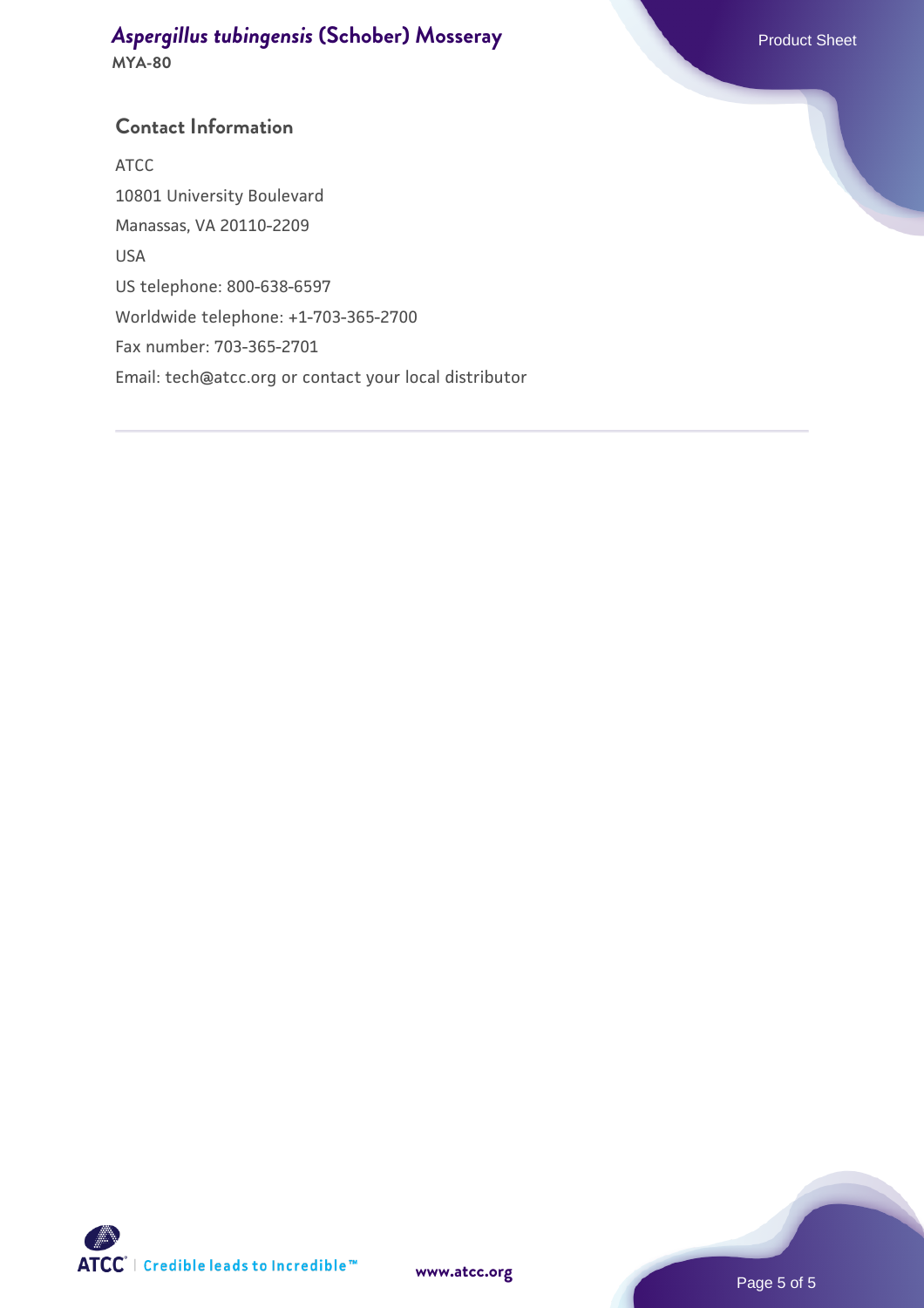## Contact Information

ATCC

10801 University Boulevard

Manassas, VA 20110-2209

USA

US telephone: 800-638-6597

Worldwide telephone: +1-703-365-2700

Fax number: 703-365-2701

Email: tech@atcc.org or contact your local distributor